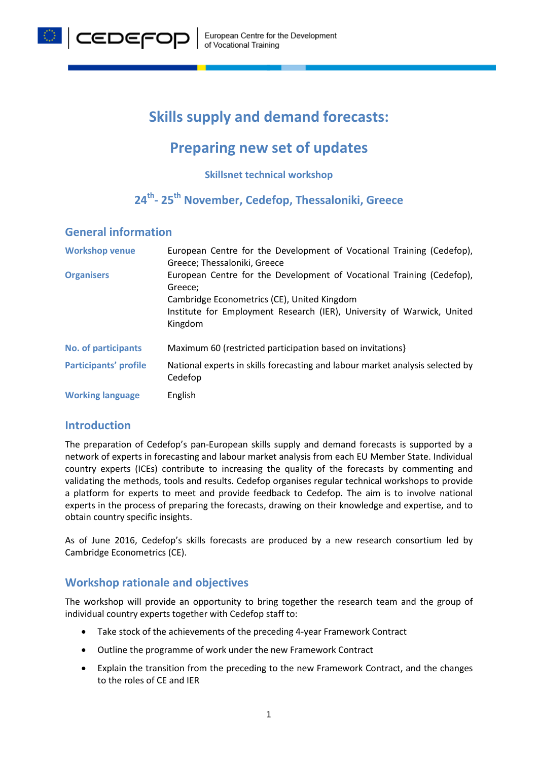# Skills supply and demand forecasts:

# Preparing new set of updates

### Skillsnet technical workshop

### 24th- 25th November, Cedefop, Thessaloniki, Greece

## General information

| | |
|---|---|
| **Workshop venue** | European Centre for the Development of Vocational Training (Cedefop), Greece; Thessaloniki, Greece |
| **Organisers** | European Centre for the Development of Vocational Training (Cedefop), Greece;<br>Cambridge Econometrics (CE), United Kingdom<br>Institute for Employment Research (IER), University of Warwick, United Kingdom |
| **No. of participants** | Maximum 60 (restricted participation based on invitations} |
| **Participants' profile** | National experts in skills forecasting and labour market analysis selected by Cedefop |
| **Working language** | English |

## Introduction

The preparation of Cedefop's pan-European skills supply and demand forecasts is supported by a network of experts in forecasting and labour market analysis from each EU Member State. Individual country experts (ICEs) contribute to increasing the quality of the forecasts by commenting and validating the methods, tools and results. Cedefop organises regular technical workshops to provide a platform for experts to meet and provide feedback to Cedefop. The aim is to involve national experts in the process of preparing the forecasts, drawing on their knowledge and expertise, and to obtain country specific insights.

As of June 2016, Cedefop's skills forecasts are produced by a new research consortium led by Cambridge Econometrics (CE).

## Workshop rationale and objectives

The workshop will provide an opportunity to bring together the research team and the group of individual country experts together with Cedefop staff to:

- Take stock of the achievements of the preceding 4-year Framework Contract
- Outline the programme of work under the new Framework Contract
- Explain the transition from the preceding to the new Framework Contract, and the changes to the roles of CE and IER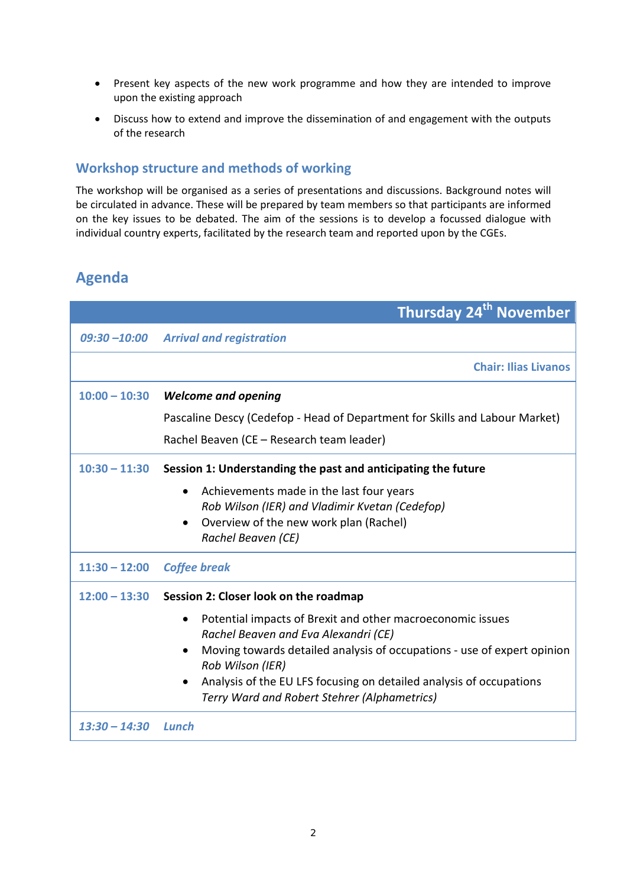- Present key aspects of the new work programme and how they are intended to improve upon the existing approach
- Discuss how to extend and improve the dissemination of and engagement with the outputs of the research

## Workshop structure and methods of working

The workshop will be organised as a series of presentations and discussions. Background notes will be circulated in advance. These will be prepared by team members so that participants are informed on the key issues to be debated. The aim of the sessions is to develop a focussed dialogue with individual country experts, facilitated by the research team and reported upon by the CGEs.

# Agenda

| | Thursday 24th November |
|---|---|
| *09:30 –10:00* | *Arrival and registration* |
| | **Chair: Ilias Livanos** |
| **10:00 – 10:30** | ***Welcome and opening***<br>Pascaline Descy (Cedefop - Head of Department for Skills and Labour Market)<br>Rachel Beaven (CE – Research team leader) |
| **10:30 – 11:30** | **Session 1: Understanding the past and anticipating the future**<br>• Achievements made in the last four years<br>*Rob Wilson (IER) and Vladimir Kvetan (Cedefop)*<br>• Overview of the new work plan (Rachel)<br>*Rachel Beaven (CE)* |
| **11:30 – 12:00** | ***Coffee break*** |
| **12:00 – 13:30** | **Session 2: Closer look on the roadmap**<br>• Potential impacts of Brexit and other macroeconomic issues<br>*Rachel Beaven and Eva Alexandri (CE)*<br>• Moving towards detailed analysis of occupations - use of expert opinion<br>*Rob Wilson (IER)*<br>• Analysis of the EU LFS focusing on detailed analysis of occupations<br>*Terry Ward and Robert Stehrer (Alphametrics)* |
| ***13:30 – 14:30*** | ***Lunch*** |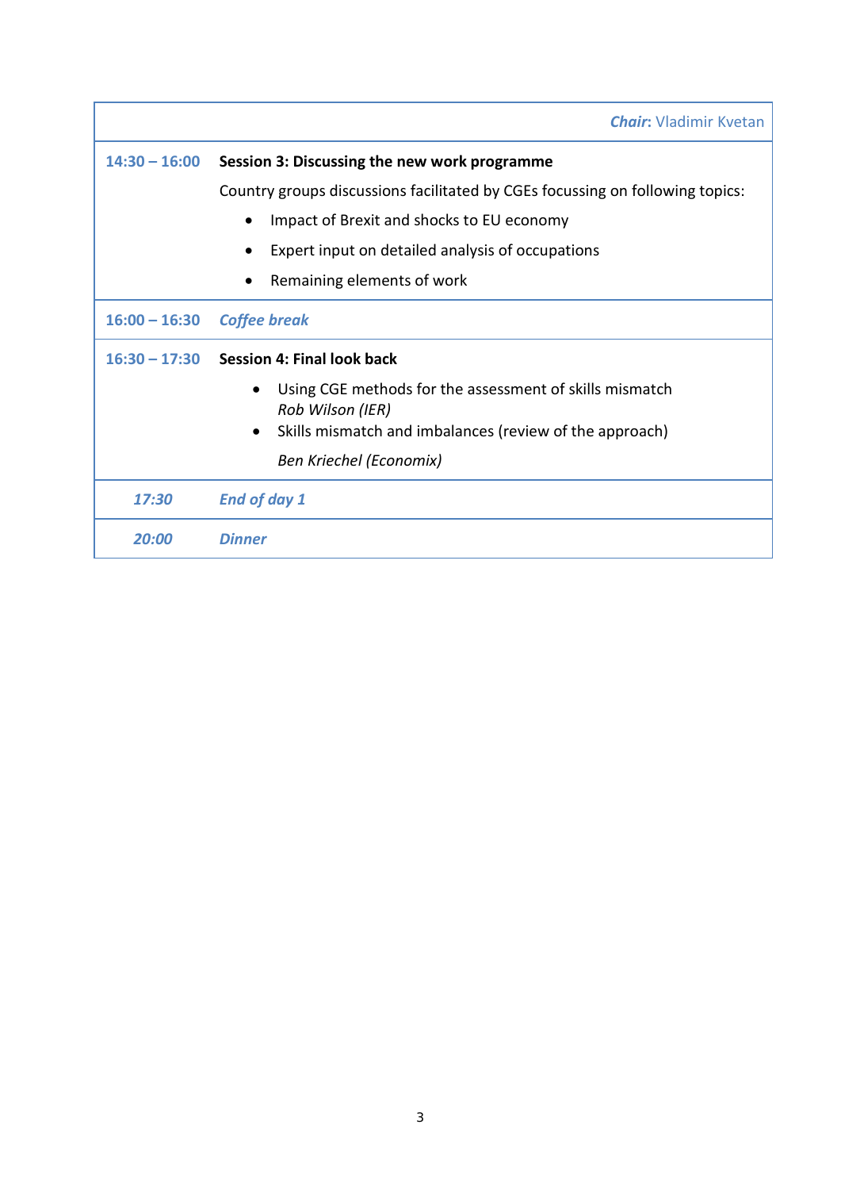| | *Chair:* Vladimir Kvetan |
|---|---|
| 14:30 – 16:00 | **Session 3: Discussing the new work programme**<br>Country groups discussions facilitated by CGEs focussing on following topics:<br>• Impact of Brexit and shocks to EU economy<br>• Expert input on detailed analysis of occupations<br>• Remaining elements of work |
| 16:00 – 16:30 | *Coffee break* |
| 16:30 – 17:30 | **Session 4: Final look back**<br>• Using CGE methods for the assessment of skills mismatch<br>*Rob Wilson (IER)*<br>• Skills mismatch and imbalances (review of the approach)<br>*Ben Kriechel (Economix)* |
| *17:30* | *End of day 1* |
| *20:00* | *Dinner* |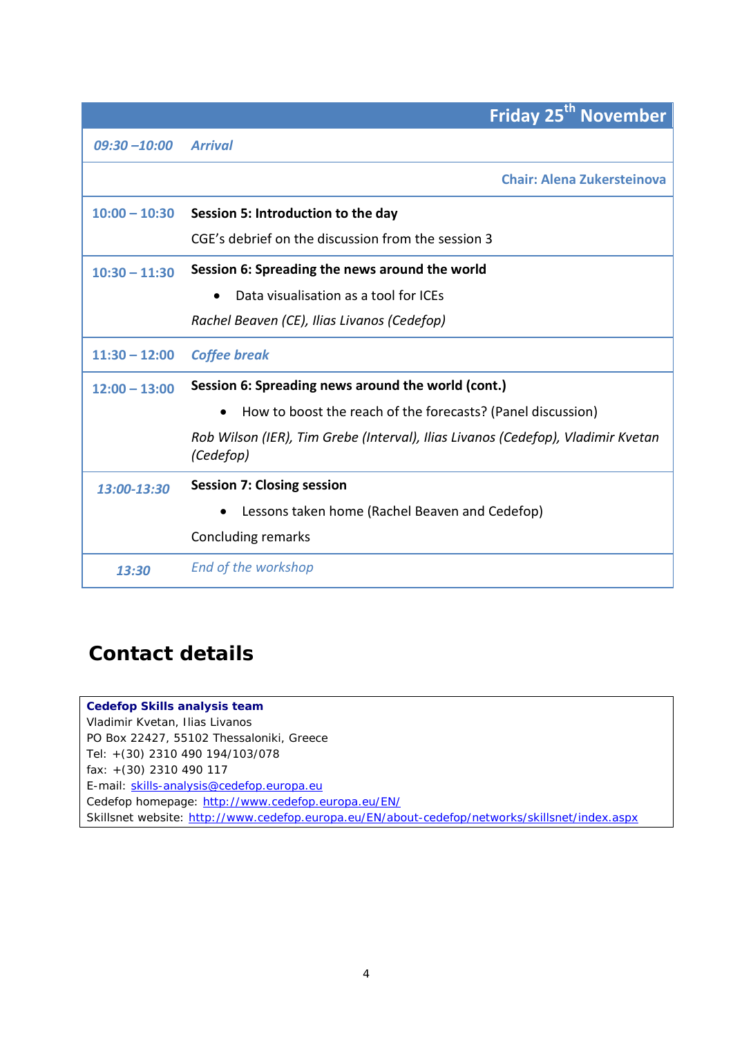| | Friday 25th November |
|---|---|
| *09:30 –10:00* | *Arrival* |
| | **Chair: Alena Zukersteinova** |
| **10:00 – 10:30** | **Session 5: Introduction to the day**<br>CGE's debrief on the discussion from the session 3 |
| **10:30 – 11:30** | **Session 6: Spreading the news around the world**<br>• Data visualisation as a tool for ICEs<br>*Rachel Beaven (CE), Ilias Livanos (Cedefop)* |
| **11:30 – 12:00** | ***Coffee break*** |
| **12:00 – 13:00** | **Session 6: Spreading news around the world (cont.)**<br>• How to boost the reach of the forecasts? (Panel discussion)<br>*Rob Wilson (IER), Tim Grebe (Interval), Ilias Livanos (Cedefop), Vladimir Kvetan (Cedefop)* |
| ***13:00-13:30*** | **Session 7: Closing session**<br>• Lessons taken home (Rachel Beaven and Cedefop)<br>Concluding remarks |
| ***13:30*** | *End of the workshop* |

# Contact details

**Cedefop Skills analysis team**
Vladimir Kvetan, Ilias Livanos
PO Box 22427, 55102 Thessaloniki, Greece
Tel: +(30) 2310 490 194/103/078
fax: +(30) 2310 490 117
E-mail: skills-analysis@cedefop.europa.eu
Cedefop homepage: http://www.cedefop.europa.eu/EN/
Skillsnet website: http://www.cedefop.europa.eu/EN/about-cedefop/networks/skillsnet/index.aspx